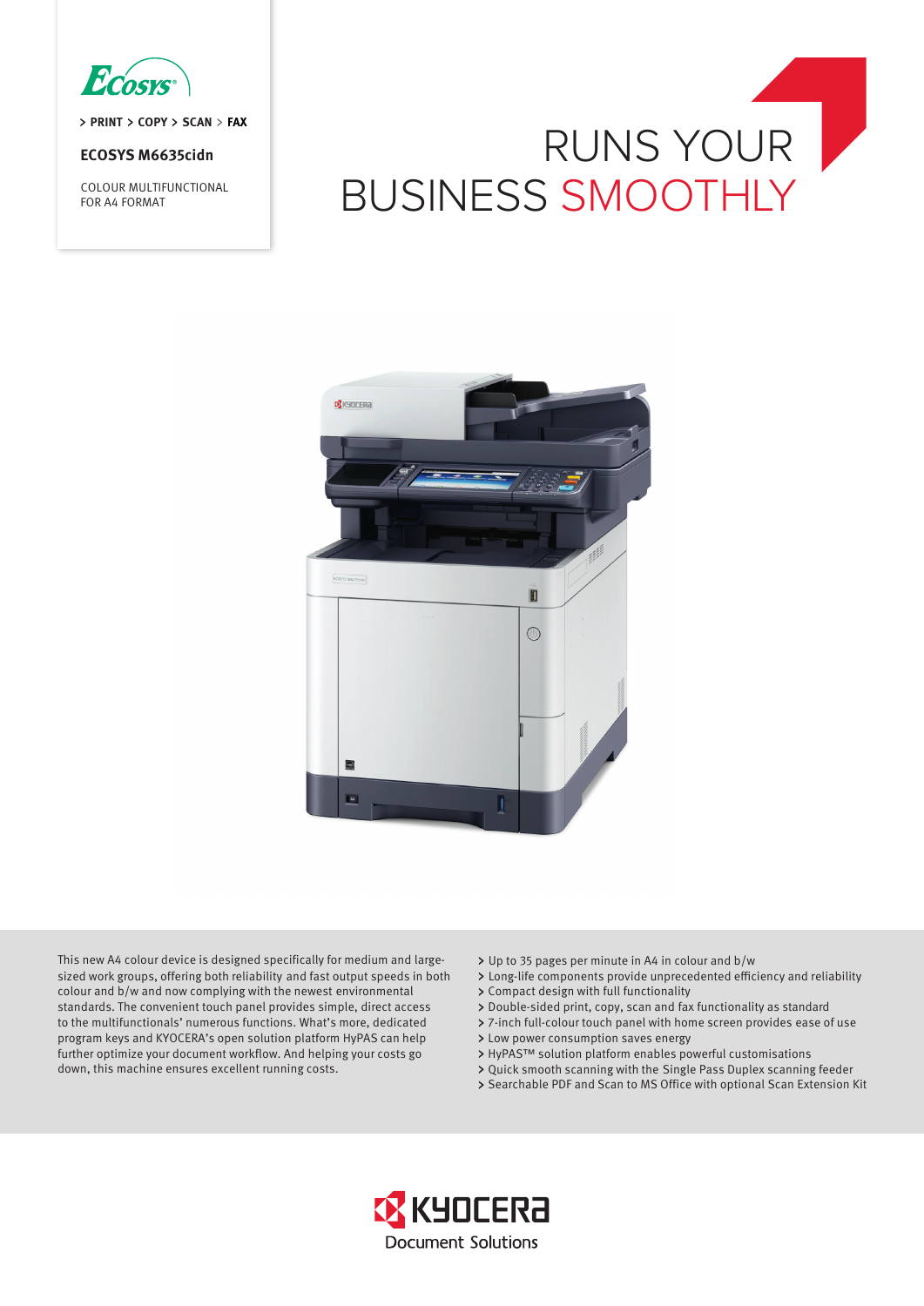> PRINT > COPY > SCAN > FAX

**ECOSYS M6635cidn**

COLOUR MULTIFUNCTIONAL
FOR A4 FORMAT

# RUNS YOUR BUSINESS SMOOTHLY

This new A4 colour device is designed specifically for medium and large-sized work groups, offering both reliability and fast output speeds in both colour and b/w and now complying with the newest environmental standards. The convenient touch panel provides simple, direct access to the multifunctionals' numerous functions. What's more, dedicated program keys and KYOCERA's open solution platform HyPAS can help further optimize your document workflow. And helping your costs go down, this machine ensures excellent running costs.

- Up to 35 pages per minute in A4 in colour and b/w
- Long-life components provide unprecedented efficiency and reliability
- Compact design with full functionality
- Double-sided print, copy, scan and fax functionality as standard
- 7-inch full-colour touch panel with home screen provides ease of use
- Low power consumption saves energy
- HyPAS™ solution platform enables powerful customisations
- Quick smooth scanning with the Single Pass Duplex scanning feeder
- Searchable PDF and Scan to MS Office with optional Scan Extension Kit

KYOCERA Document Solutions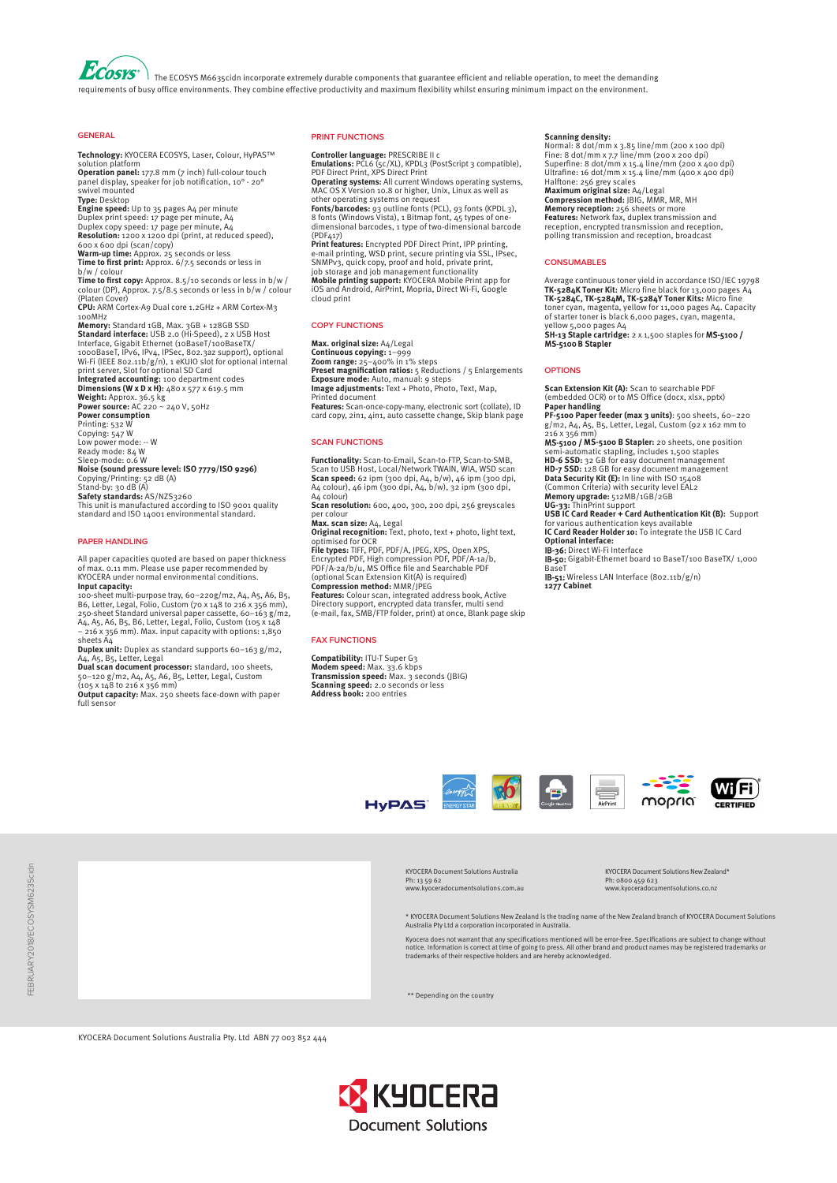ECOSYS The ECOSYS M6635cidn incorporate extremely durable components that guarantee efficient and reliable operation, to meet the demanding requirements of busy office environments. They combine effective productivity and maximum flexibility whilst ensuring minimum impact on the environment.

## GENERAL

**Technology:** KYOCERA ECOSYS, Laser, Colour, HyPAS™ solution platform
**Operation panel:** 177.8 mm (7 inch) full-colour touch panel display, speaker for job notification, 10° - 20° swivel mounted
**Type:** Desktop
**Engine speed:** Up to 35 pages A4 per minute
Duplex print speed: 17 page per minute, A4
Duplex copy speed: 17 page per minute, A4
**Resolution:** 1200 x 1200 dpi (print, at reduced speed), 600 x 600 dpi (scan/copy)
**Warm-up time:** Approx. 25 seconds or less
**Time to first print:** Approx. 6/7.5 seconds or less in b/w / colour
**Time to first copy:** Approx. 8.5/10 seconds or less in b/w / colour (DP), Approx. 7.5/8.5 seconds or less in b/w / colour (Platen Cover)
**CPU:** ARM Cortex-A9 Dual core 1.2GHz + ARM Cortex-M3 100MHz
**Memory:** Standard 1GB, Max. 3GB + 128GB SSD
**Standard interface:** USB 2.0 (Hi-Speed), 2 x USB Host Interface, Gigabit Ethernet (10BaseT/100BaseTX/1000BaseT, IPv6, IPv4, IPSec, 802.3az support), optional Wi-Fi (IEEE 802.11b/g/n), 1 eKUIO slot for optional internal print server, Slot for optional SD Card
**Integrated accounting:** 100 department codes
**Dimensions (W x D x H):** 480 x 577 x 619.5 mm
**Weight:** Approx. 36.5 kg
**Power source:** AC 220 ~ 240 V, 50Hz
**Power consumption**
Printing: 532 W
Copying: 547 W
Low power mode: -- W
Ready mode: 84 W
Sleep-mode: 0.6 W
**Noise (sound pressure level: ISO 7779/ISO 9296)**
Copying/Printing: 52 dB (A)
Stand-by: 30 dB (A)
**Safety standards:** AS/NZS3260
This unit is manufactured according to ISO 9001 quality standard and ISO 14001 environmental standard.

## PAPER HANDLING

All paper capacities quoted are based on paper thickness of max. 0.11 mm. Please use paper recommended by KYOCERA under normal environmental conditions.
**Input capacity:**
100-sheet multi-purpose tray, 60–220g/m2, A4, A5, A6, B5, B6, Letter, Legal, Folio, Custom (70 x 148 to 216 x 356 mm), 250-sheet Standard universal paper cassette, 60–163 g/m2, A4, A5, A6, B5, B6, Letter, Legal, Folio, Custom (105 x 148 – 216 x 356 mm). Max. input capacity with options: 1,850 sheets A4
**Duplex unit:** Duplex as standard supports 60–163 g/m2, A4, A5, B5, Letter, Legal
**Dual scan document processor:** standard, 100 sheets, 50–120 g/m2, A4, A5, A6, B5, Letter, Legal, Custom (105 x 148 to 216 x 356 mm)
**Output capacity:** Max. 250 sheets face-down with paper full sensor

## PRINT FUNCTIONS

**Controller language:** PRESCRIBE II c
**Emulations:** PCL6 (5c/XL), KPDL3 (PostScript 3 compatible), PDF Direct Print, XPS Direct Print
**Operating systems:** All current Windows operating systems, MAC OS X Version 10.8 or higher, Unix, Linux as well as other operating systems on request
**Fonts/barcodes:** 93 outline fonts (PCL), 93 fonts (KPDL 3), 8 fonts (Windows Vista), 1 Bitmap font, 45 types of one-dimensional barcodes, 1 type of two-dimensional barcode (PDF417)
**Print features:** Encrypted PDF Direct Print, IPP printing, e-mail printing, WSD print, secure printing via SSL, IPsec, SNMPv3, quick copy, proof and hold, private print, job storage and job management functionality
**Mobile printing support:** KYOCERA Mobile Print app for iOS and Android, AirPrint, Mopria, Direct Wi-Fi, Google cloud print

## COPY FUNCTIONS

**Max. original size:** A4/Legal
**Continuous copying:** 1–999
**Zoom range:** 25–400% in 1% steps
**Preset magnification ratios:** 5 Reductions / 5 Enlargements
**Exposure mode:** Auto, manual: 9 steps
**Image adjustments:** Text + Photo, Photo, Text, Map, Printed document
**Features:** Scan-once-copy-many, electronic sort (collate), ID card copy, 2in1, 4in1, auto cassette change, Skip blank page

## SCAN FUNCTIONS

**Functionality:** Scan-to-Email, Scan-to-FTP, Scan-to-SMB, Scan to USB Host, Local/Network TWAIN, WIA, WSD scan
**Scan speed:** 62 ipm (300 dpi, A4, b/w), 46 ipm (300 dpi, A4 colour), 46 ipm (300 dpi, A4, b/w), 32 ipm (300 dpi, A4 colour)
**Scan resolution:** 600, 400, 300, 200 dpi, 256 greyscales per colour
**Max. scan size:** A4, Legal
**Original recognition:** Text, photo, text + photo, light text, optimised for OCR
**File types:** TIFF, PDF, PDF/A, JPEG, XPS, Open XPS, Encrypted PDF, High compression PDF, PDF/A-1a/b, PDF/A-2a/b/u, MS Office file and Searchable PDF (optional Scan Extension Kit(A) is required)
**Compression method:** MMR/JPEG
**Features:** Colour scan, integrated address book, Active Directory support, encrypted data transfer, multi send (e-mail, fax, SMB/FTP folder, print) at once, Blank page skip

## FAX FUNCTIONS

**Compatibility:** ITU-T Super G3
**Modem speed:** Max. 33.6 kbps
**Transmission speed:** Max. 3 seconds (JBIG)
**Scanning speed:** 2.0 seconds or less
**Address book:** 200 entries
**Scanning density:**
Normal: 8 dot/mm x 3.85 line/mm (200 x 100 dpi)
Fine: 8 dot/mm x 7.7 line/mm (200 x 200 dpi)
Superfine: 8 dot/mm x 15.4 line/mm (200 x 400 dpi)
Ultrafine: 16 dot/mm x 15.4 line/mm (400 x 400 dpi)
Halftone: 256 grey scales
**Maximum original size:** A4/Legal
**Compression method:** JBIG, MMR, MR, MH
**Memory reception:** 256 sheets or more
**Features:** Network fax, duplex transmission and reception, encrypted transmission and reception, polling transmission and reception, broadcast

## CONSUMABLES

Average continuous toner yield in accordance ISO/IEC 19798
**TK-5284K Toner Kit:** Micro fine black for 13,000 pages A4
**TK-5284C, TK-5284M, TK-5284Y Toner Kits:** Micro fine toner cyan, magenta, yellow for 11,000 pages A4. Capacity of starter toner is black 6,000 pages, cyan, magenta, yellow 5,000 pages A4
**SH-13 Staple cartridge:** 2 x 1,500 staples for **MS-5100 / MS-5100 B Stapler**

## OPTIONS

**Scan Extension Kit (A):** Scan to searchable PDF (embedded OCR) or to MS Office (docx, xlsx, pptx)
**Paper handling**
**PF-5100 Paper feeder (max 3 units):** 500 sheets, 60–220 g/m2, A4, A5, B5, Letter, Legal, Custom (92 x 162 mm to 216 x 356 mm)
**MS-5100 / MS-5100 B Stapler:** 20 sheets, one position semi-automatic stapling, includes 1,500 staples
**HD-6 SSD:** 32 GB for easy document management
**HD-7 SSD:** 128 GB for easy document management
**Data Security Kit (E):** In line with ISO 15408 (Common Criteria) with security level EAL2
**Memory upgrade:** 512MB/1GB/2GB
**UG-33:** ThinPrint support
**USB IC Card Reader + Card Authentication Kit (B):** Support for various authentication keys available
**IC Card Reader Holder 10:** To integrate the USB IC Card
**Optional interface:**
**IB-36:** Direct Wi-Fi Interface
**IB-50:** Gigabit-Ethernet board 10 BaseT/100 BaseTX/ 1,000 BaseT
**IB-51:** Wireless LAN Interface (802.11b/g/n)
**1277 Cabinet**

HyPAS ENERGY STAR AirPrint mopria Wi-Fi CERTIFIED

FEBRUARY2018/ECOSYSM6235cidn

KYOCERA Document Solutions Australia
Ph: 13 59 62
www.kyoceradocumentsolutions.com.au

KYOCERA Document Solutions New Zealand*
Ph: 0800 459 623
www.kyoceradocumentsolutions.co.nz

* KYOCERA Document Solutions New Zealand is the trading name of the New Zealand branch of KYOCERA Document Solutions Australia Pty Ltd a corporation incorporated in Australia.

Kyocera does not warrant that any specifications mentioned will be error-free. Specifications are subject to change without notice. Information is correct at time of going to press. All other brand and product names may be registered trademarks or trademarks of their respective holders and are hereby acknowledged.

** Depending on the country

KYOCERA Document Solutions Australia Pty. Ltd ABN 77 003 852 444

KYOCERA Document Solutions